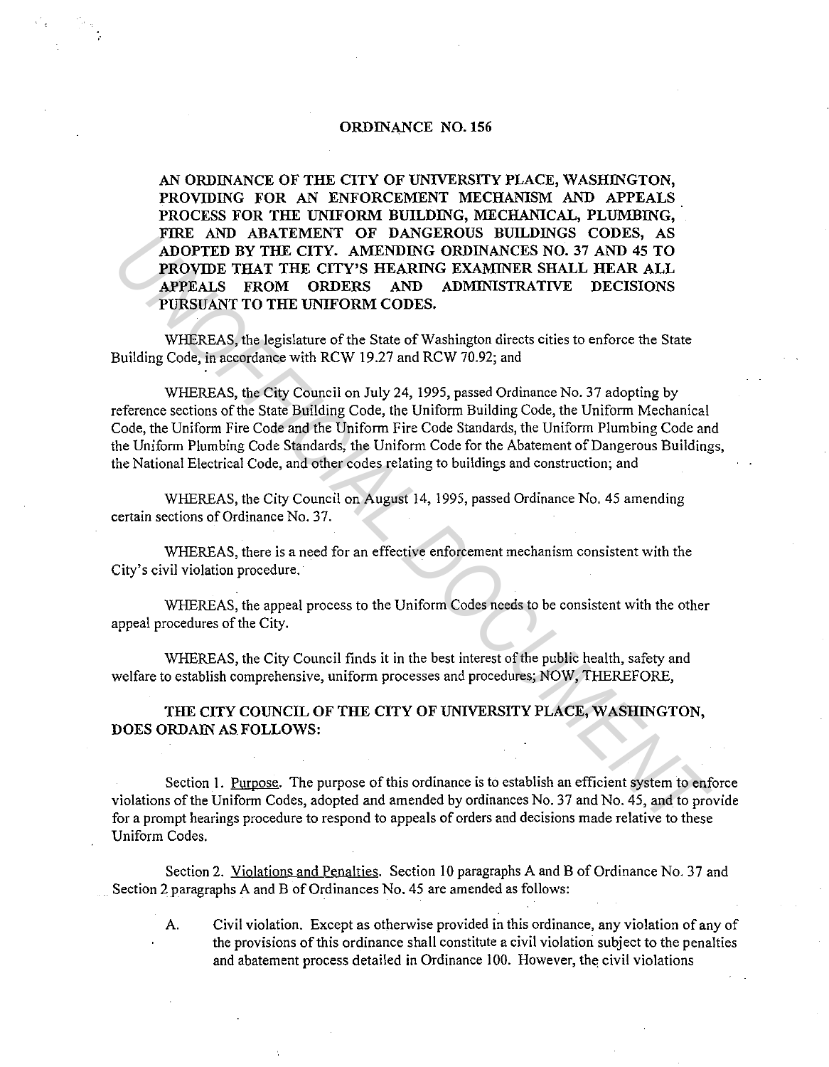# ORDINANCE NO. 156

**AN ORDINANCE OF THE CITY OF UNIVERSITY PLACE, WASHINGTON, PROVIDING FOR AN ENFORCEMENT MECHANISM AND APPEALS PROCESS FOR THE UNIFORM BUILDING, MECHANICAL, PLUMBING, FIRE AND ABATEMENT OF DANGEROUS BUILDINGS CODES, AS ADOPTED BY THE CITY. AMENDING ORDINANCES NO. 37 AND 45 TO PROVIDE THAT THE CITY'S HEARING EXAMINER SHALL HEAR ALL APPEALS FROM ORDERS AND ADMINISTRATIVE DECISIONS PURSUANT TO THE UNIFORM CODES.**

WHEREAS, the legislature of the State of Washington directs cities to enforce the State Building Code, in accordance with RCW 19.27 and RCW 70.92; and

WHEREAS, the City Council on July 24, 1995, passed Ordinance No. 37 adopting by reference sections of the State Building Code, the Uniform Building Code, the Uniform Mechanical Code, the Uniform Fire Code and the Uniform Fire Code Standards, the Uniform Plumbing Code and the Uniform Plumbing Code Standards, the Uniform Code for the Abatement of Dangerous Buildings, the National Electrical Code, and other codes relating to buildings and construction; and

WHEREAS, the City Council on August 14, 1995, passed Ordinance No. 45 amending certain sections of Ordinance No. 37.

WHEREAS, there is a need for an effective enforcement mechanism consistent with the City's civil violation procedure.

WHEREAS, the appeal process to the Uniform Codes needs to be consistent with the other appeal procedures of the City.

WHEREAS, the City Council finds it in the best interest of the public health, safety and welfare to establish comprehensive, uniform processes and procedures; NOW, THEREFORE,

**THE CITY COUNCIL OF THE CITY OF UNIVERSITY PLACE, WASHINGTON, DOES ORDAIN AS FOLLOWS:**

Section 1. Purpose. The purpose of this ordinance is to establish an efficient system to enforce violations of the Uniform Codes, adopted and amended by ordinances No. 37 and No. 45, and to provide for a prompt hearings procedure to respond to appeals of orders and decisions made relative to these Uniform Codes.

Section 2. Violations and Penalties. Section 10 paragraphs A and B of Ordinance No. 37 and Section 2 paragraphs A and B of Ordinances No. 45 are amended as follows:

A. Civil violation. Except as otherwise provided in this ordinance, any violation of any of the provisions of this ordinance shall constitute a civil violation subject to the penalties and abatement process detailed in Ordinance 100. However, the civil violations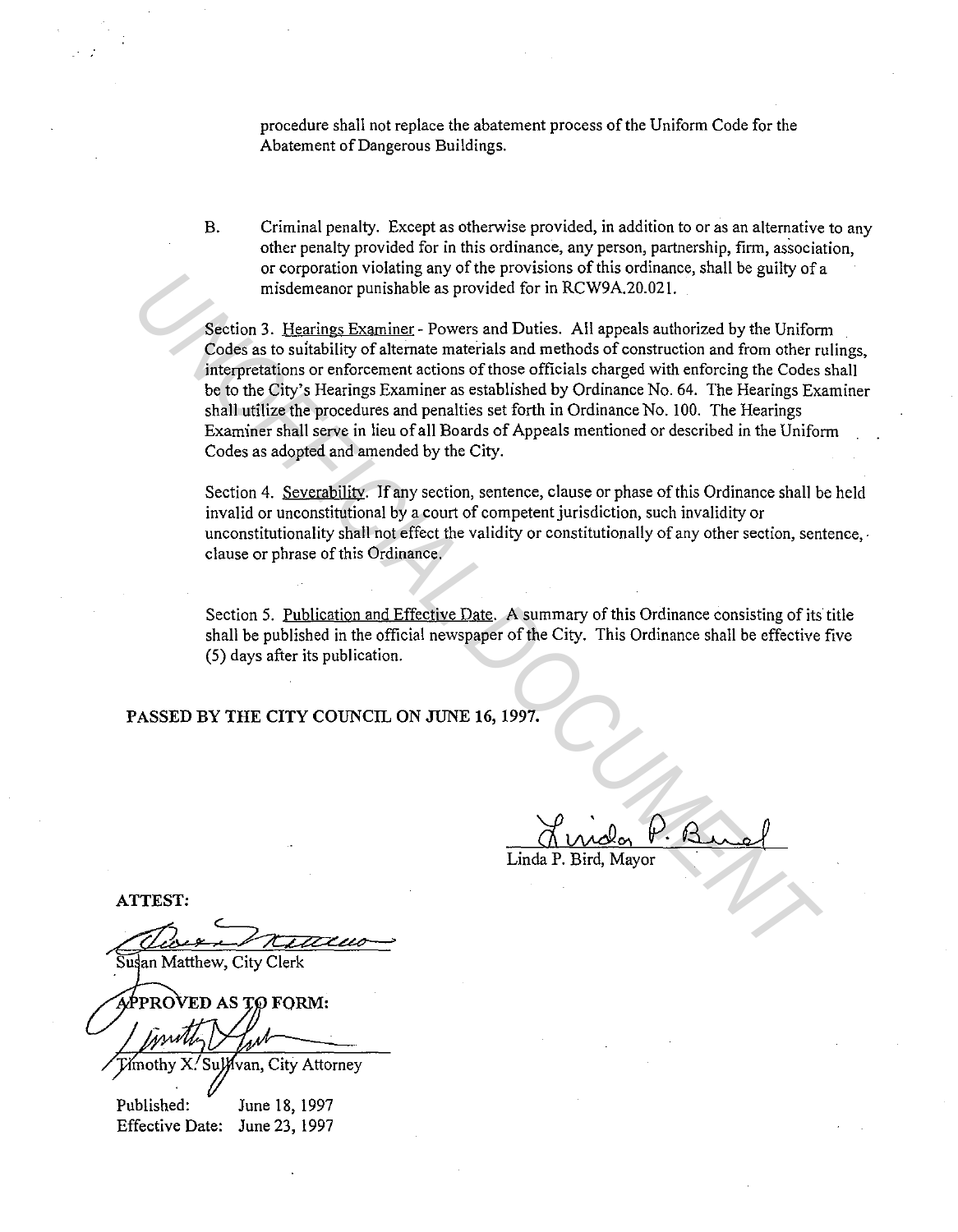procedure shall not replace the abatement process of the Uniform Code for the Abatement of Dangerous Buildings.

B. Criminal penalty. Except as otherwise provided, in addition to or as an alternative to any other penalty provided for in this ordinance, any person, partnership, firm, association, or corporation violating any of the provisions of this ordinance, shall be guilty of a misdemeanor punishable as provided for in RCW9A.20.021.

Section 3. Hearings Examiner - Powers and Duties. All appeals authorized by the Uniform Codes as to suitability of alternate materials and methods of construction and from other rulings, interpretations or enforcement actions of those officials charged with enforcing the Codes shall be to the City's Hearings Examiner as established by Ordinance No. 64. The Hearings Examiner shall utilize the procedures and penalties set forth in Ordinance No. 100. The Hearings Examiner shall serve in lieu of all Boards of Appeals mentioned or described in the Uniform Codes as adopted and amended by the City.

Section 4. Severability. If any section, sentence, clause or phase of this Ordinance shall be held invalid or unconstitutional by a court of competent jurisdiction, such invalidity or unconstitutionality shall not effect the validity or constitutionally of any other section, sentence, clause or phrase of this Ordinance.

Section 5. Publication and Effective Date. A summary of this Ordinance consisting of its title shall be published in the official newspaper of the City. This Ordinance shall be effective five (5) days after its publication.

**PASSED BY THE CITY COUNCIL ON JUNE 16, 1997.**

Linda P. Bird, Mayor

**ATTEST:**

Susan Matthew, City Clerk

**APPROVED AS TO FORM:**

Timothy X. Sullivan, City Attorney

Published: June 18, 1997
Effective Date: June 23, 1997